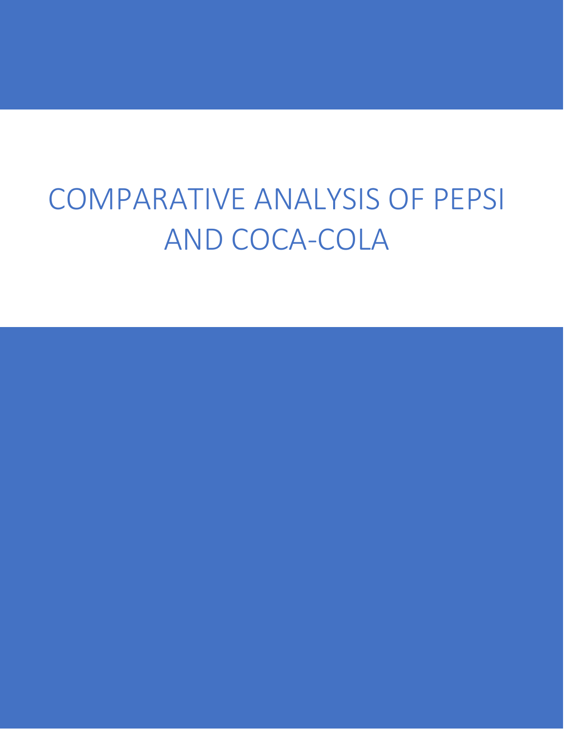# COMPARATIVE ANALYSIS OF PEPSI AND COCA-COLA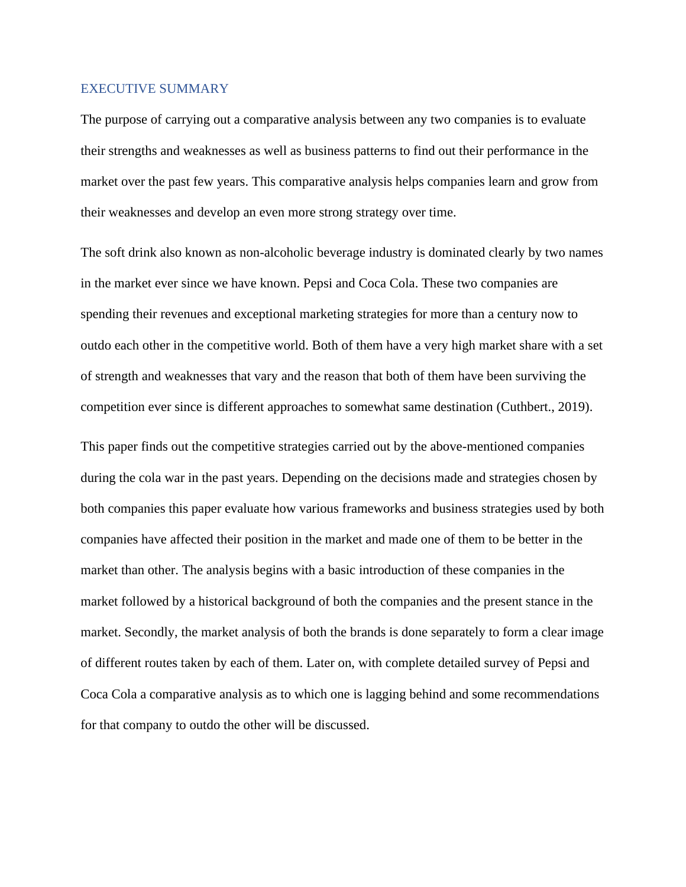## EXECUTIVE SUMMARY

The purpose of carrying out a comparative analysis between any two companies is to evaluate their strengths and weaknesses as well as business patterns to find out their performance in the market over the past few years. This comparative analysis helps companies learn and grow from their weaknesses and develop an even more strong strategy over time.

The soft drink also known as non-alcoholic beverage industry is dominated clearly by two names in the market ever since we have known. Pepsi and Coca Cola. These two companies are spending their revenues and exceptional marketing strategies for more than a century now to outdo each other in the competitive world. Both of them have a very high market share with a set of strength and weaknesses that vary and the reason that both of them have been surviving the competition ever since is different approaches to somewhat same destination (Cuthbert., 2019).

This paper finds out the competitive strategies carried out by the above-mentioned companies during the cola war in the past years. Depending on the decisions made and strategies chosen by both companies this paper evaluate how various frameworks and business strategies used by both companies have affected their position in the market and made one of them to be better in the market than other. The analysis begins with a basic introduction of these companies in the market followed by a historical background of both the companies and the present stance in the market. Secondly, the market analysis of both the brands is done separately to form a clear image of different routes taken by each of them. Later on, with complete detailed survey of Pepsi and Coca Cola a comparative analysis as to which one is lagging behind and some recommendations for that company to outdo the other will be discussed.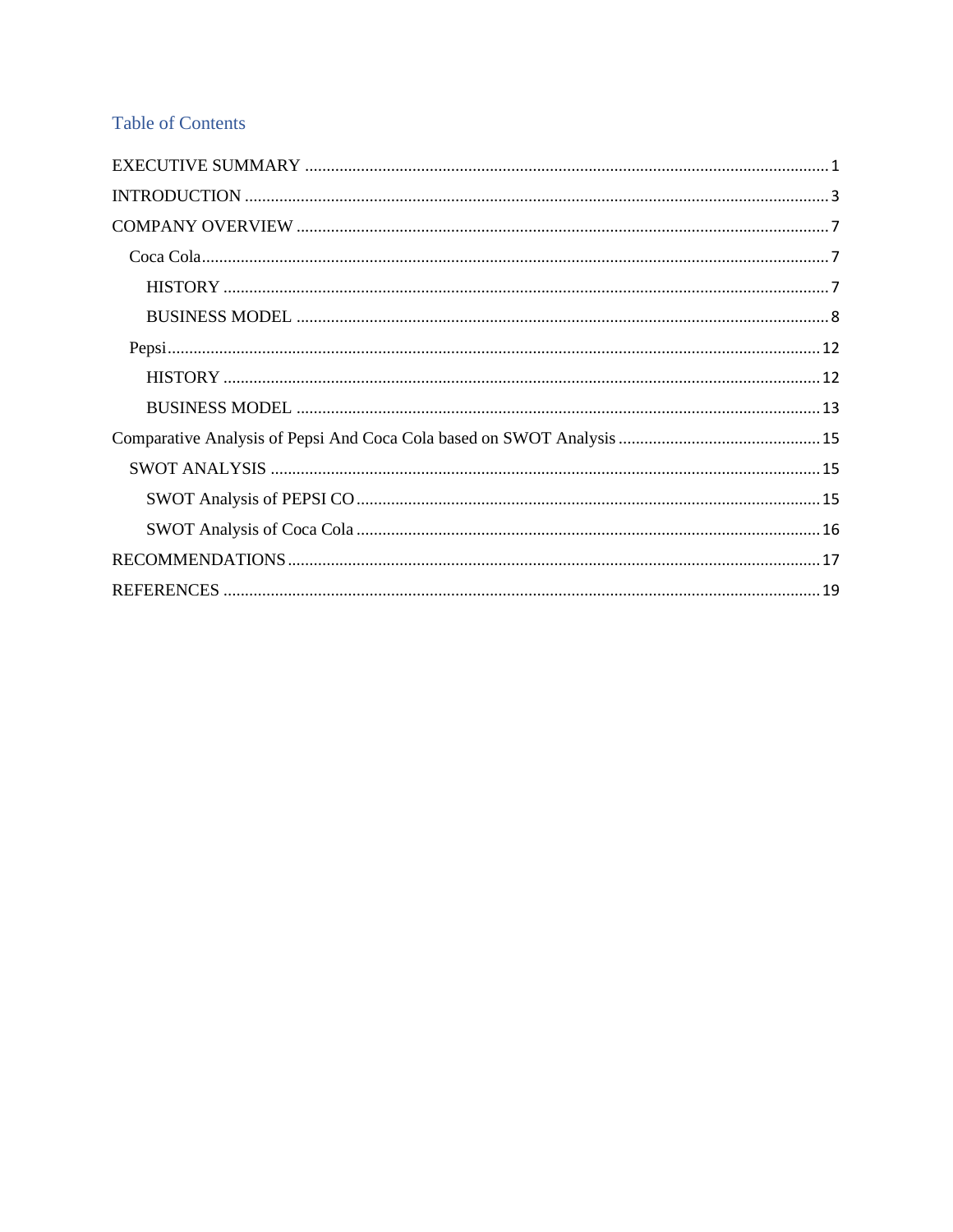## Table of Contents

EXECUTIVE SUMMARY ........................................................................................................ 1

INTRODUCTION .................................................................................................................. 3

COMPANY OVERVIEW ........................................................................................................ 7

- Coca Cola ........................................................................................................................ 7
  - HISTORY ..................................................................................................................... 7
  - BUSINESS MODEL ...................................................................................................... 8
- Pepsi ............................................................................................................................... 12
  - HISTORY ................................................................................................................... 12
  - BUSINESS MODEL .................................................................................................... 13

Comparative Analysis of Pepsi And Coca Cola based on SWOT Analysis ............................... 15

- SWOT ANALYSIS ........................................................................................................... 15
  - SWOT Analysis of PEPSI CO ...................................................................................... 15
  - SWOT Analysis of Coca Cola ...................................................................................... 16

RECOMMENDATIONS ........................................................................................................ 17

REFERENCES ..................................................................................................................... 19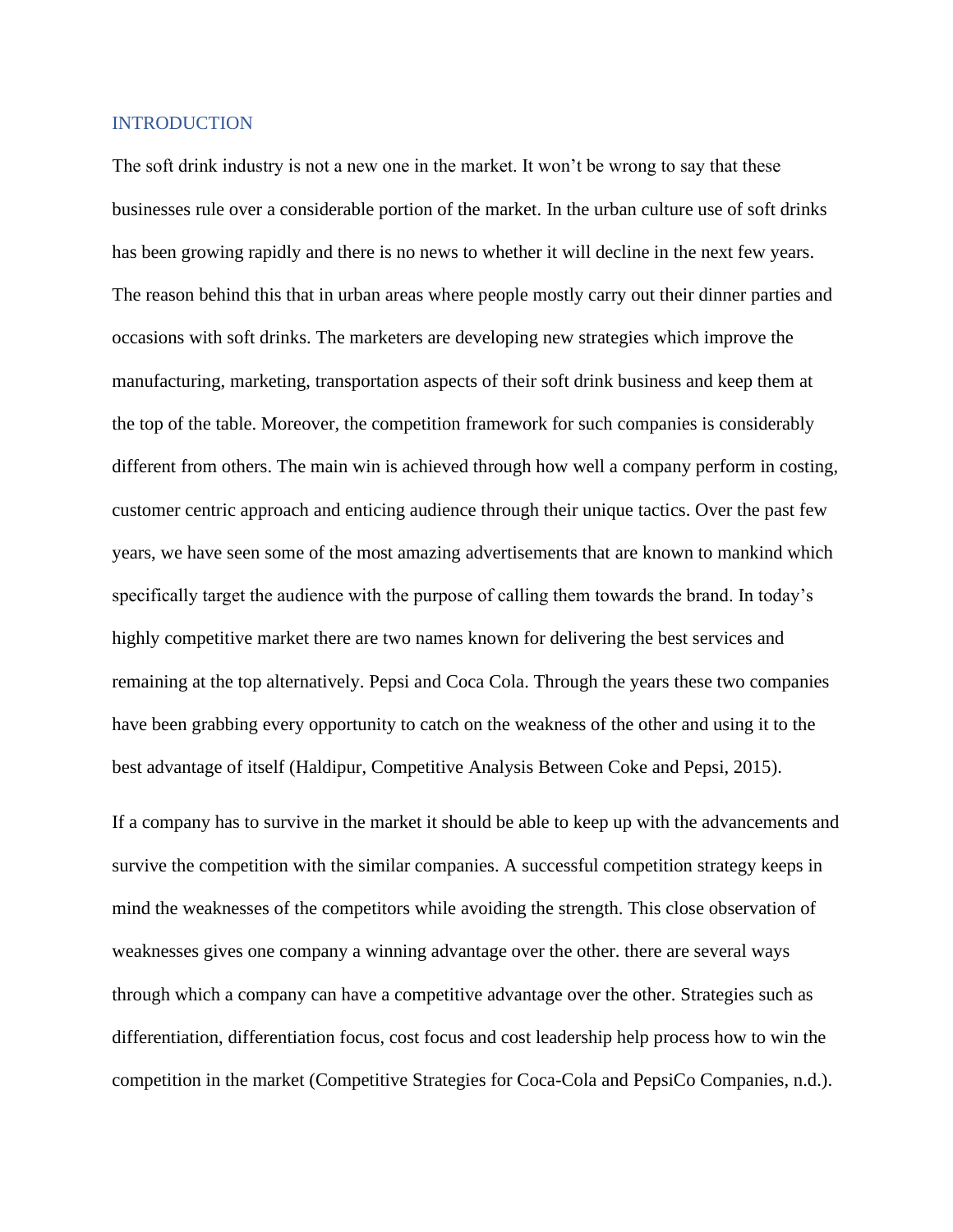## INTRODUCTION

The soft drink industry is not a new one in the market. It won't be wrong to say that these businesses rule over a considerable portion of the market. In the urban culture use of soft drinks has been growing rapidly and there is no news to whether it will decline in the next few years. The reason behind this that in urban areas where people mostly carry out their dinner parties and occasions with soft drinks. The marketers are developing new strategies which improve the manufacturing, marketing, transportation aspects of their soft drink business and keep them at the top of the table. Moreover, the competition framework for such companies is considerably different from others. The main win is achieved through how well a company perform in costing, customer centric approach and enticing audience through their unique tactics. Over the past few years, we have seen some of the most amazing advertisements that are known to mankind which specifically target the audience with the purpose of calling them towards the brand. In today's highly competitive market there are two names known for delivering the best services and remaining at the top alternatively. Pepsi and Coca Cola. Through the years these two companies have been grabbing every opportunity to catch on the weakness of the other and using it to the best advantage of itself (Haldipur, Competitive Analysis Between Coke and Pepsi, 2015).

If a company has to survive in the market it should be able to keep up with the advancements and survive the competition with the similar companies. A successful competition strategy keeps in mind the weaknesses of the competitors while avoiding the strength. This close observation of weaknesses gives one company a winning advantage over the other. there are several ways through which a company can have a competitive advantage over the other. Strategies such as differentiation, differentiation focus, cost focus and cost leadership help process how to win the competition in the market (Competitive Strategies for Coca-Cola and PepsiCo Companies, n.d.).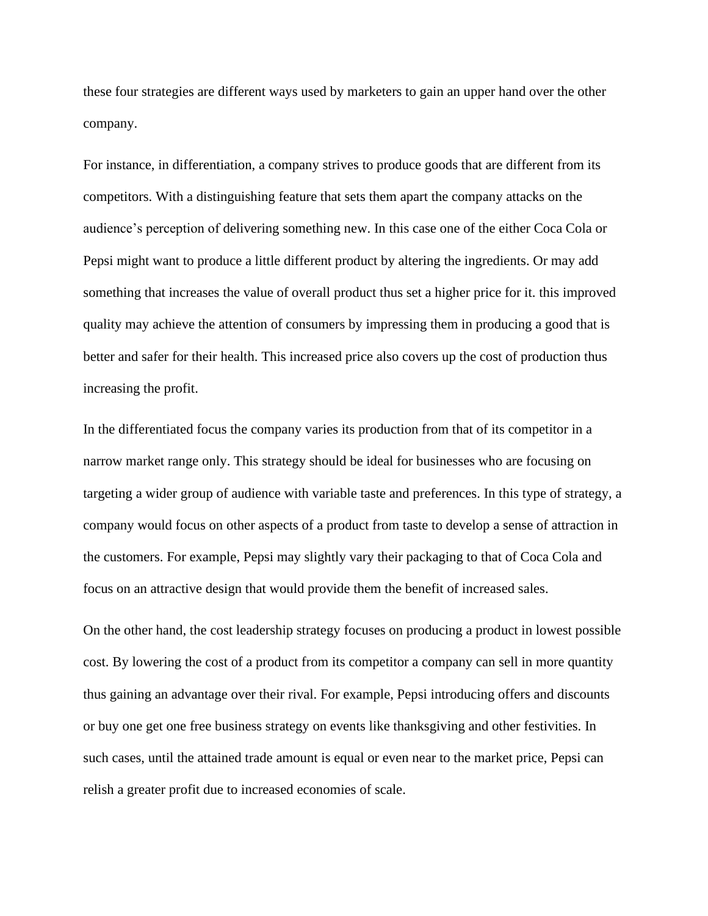these four strategies are different ways used by marketers to gain an upper hand over the other company.

For instance, in differentiation, a company strives to produce goods that are different from its competitors. With a distinguishing feature that sets them apart the company attacks on the audience's perception of delivering something new. In this case one of the either Coca Cola or Pepsi might want to produce a little different product by altering the ingredients. Or may add something that increases the value of overall product thus set a higher price for it. this improved quality may achieve the attention of consumers by impressing them in producing a good that is better and safer for their health. This increased price also covers up the cost of production thus increasing the profit.

In the differentiated focus the company varies its production from that of its competitor in a narrow market range only. This strategy should be ideal for businesses who are focusing on targeting a wider group of audience with variable taste and preferences. In this type of strategy, a company would focus on other aspects of a product from taste to develop a sense of attraction in the customers. For example, Pepsi may slightly vary their packaging to that of Coca Cola and focus on an attractive design that would provide them the benefit of increased sales.

On the other hand, the cost leadership strategy focuses on producing a product in lowest possible cost. By lowering the cost of a product from its competitor a company can sell in more quantity thus gaining an advantage over their rival. For example, Pepsi introducing offers and discounts or buy one get one free business strategy on events like thanksgiving and other festivities. In such cases, until the attained trade amount is equal or even near to the market price, Pepsi can relish a greater profit due to increased economies of scale.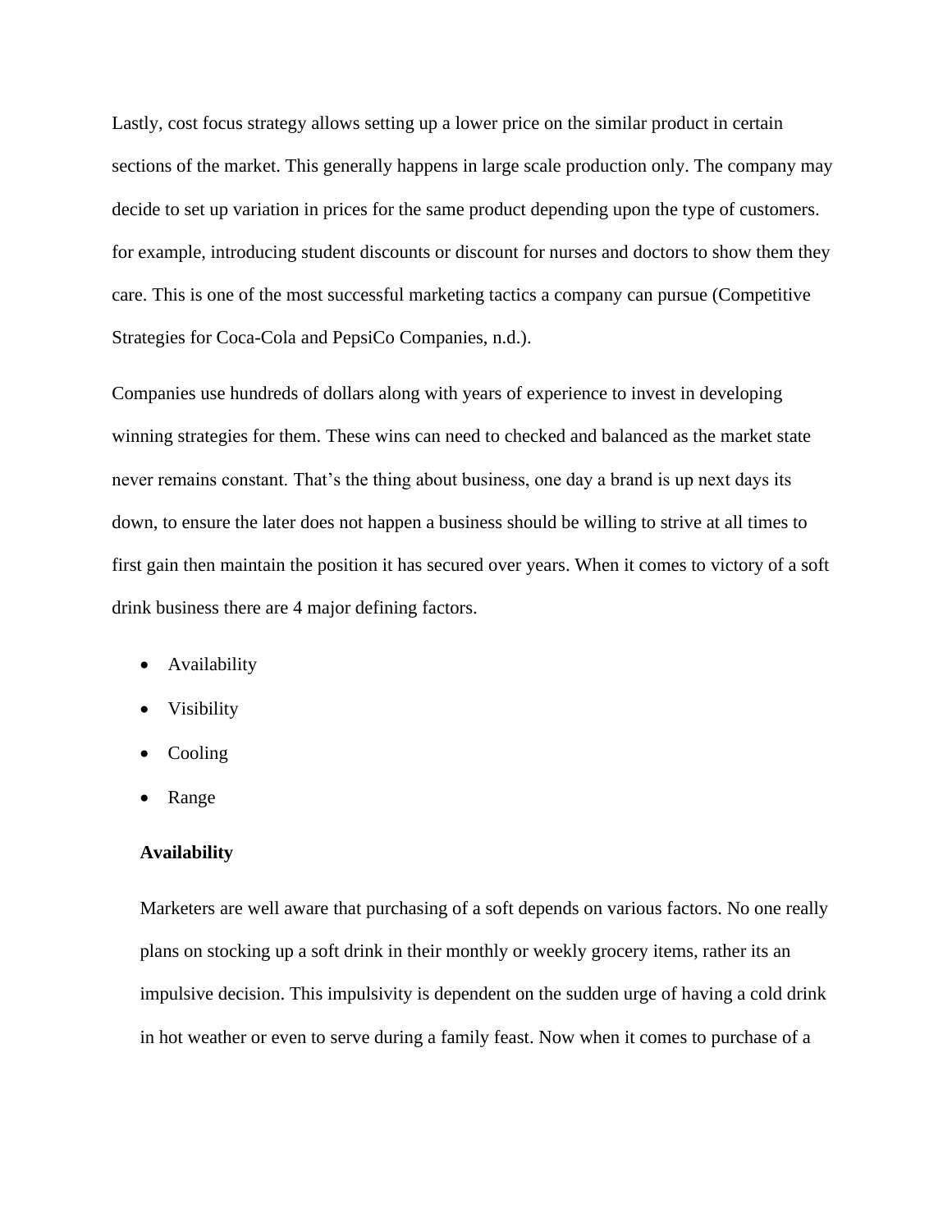Lastly, cost focus strategy allows setting up a lower price on the similar product in certain sections of the market. This generally happens in large scale production only. The company may decide to set up variation in prices for the same product depending upon the type of customers. for example, introducing student discounts or discount for nurses and doctors to show them they care. This is one of the most successful marketing tactics a company can pursue (Competitive Strategies for Coca-Cola and PepsiCo Companies, n.d.).

Companies use hundreds of dollars along with years of experience to invest in developing winning strategies for them. These wins can need to checked and balanced as the market state never remains constant. That's the thing about business, one day a brand is up next days its down, to ensure the later does not happen a business should be willing to strive at all times to first gain then maintain the position it has secured over years. When it comes to victory of a soft drink business there are 4 major defining factors.

- Availability
- Visibility
- Cooling
- Range

**Availability**

Marketers are well aware that purchasing of a soft depends on various factors. No one really plans on stocking up a soft drink in their monthly or weekly grocery items, rather its an impulsive decision. This impulsivity is dependent on the sudden urge of having a cold drink in hot weather or even to serve during a family feast. Now when it comes to purchase of a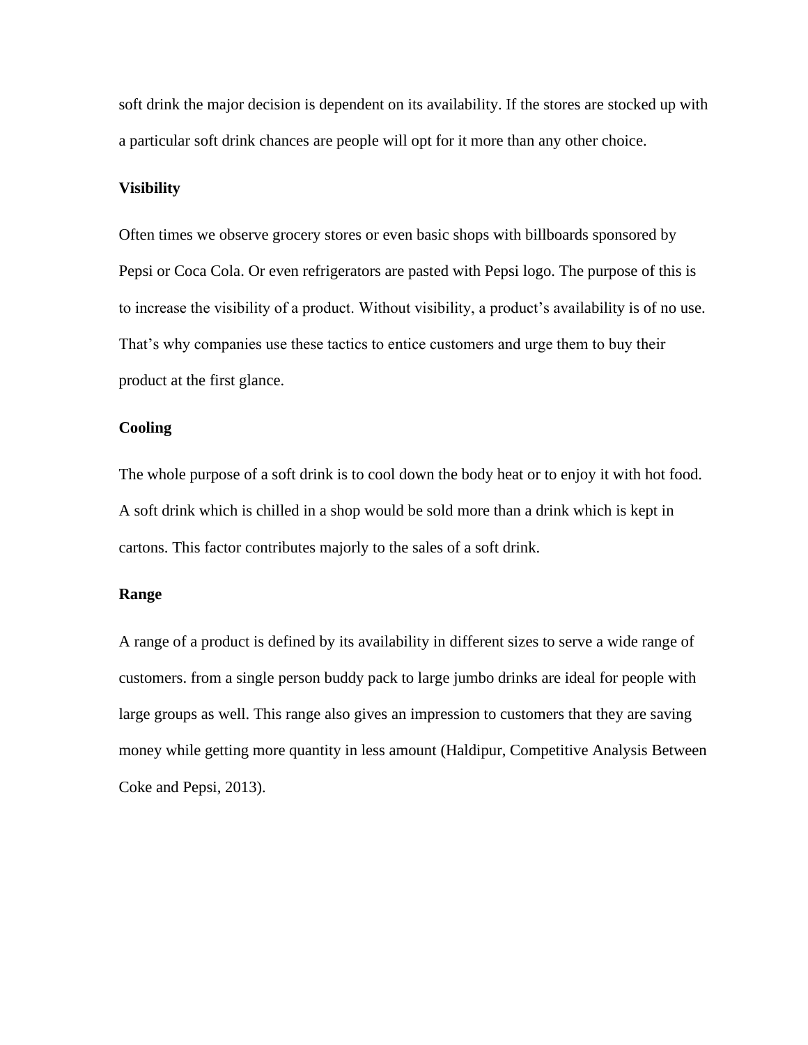soft drink the major decision is dependent on its availability. If the stores are stocked up with a particular soft drink chances are people will opt for it more than any other choice.

### Visibility

Often times we observe grocery stores or even basic shops with billboards sponsored by Pepsi or Coca Cola. Or even refrigerators are pasted with Pepsi logo. The purpose of this is to increase the visibility of a product. Without visibility, a product's availability is of no use. That's why companies use these tactics to entice customers and urge them to buy their product at the first glance.

### Cooling

The whole purpose of a soft drink is to cool down the body heat or to enjoy it with hot food. A soft drink which is chilled in a shop would be sold more than a drink which is kept in cartons. This factor contributes majorly to the sales of a soft drink.

### Range

A range of a product is defined by its availability in different sizes to serve a wide range of customers. from a single person buddy pack to large jumbo drinks are ideal for people with large groups as well. This range also gives an impression to customers that they are saving money while getting more quantity in less amount (Haldipur, Competitive Analysis Between Coke and Pepsi, 2013).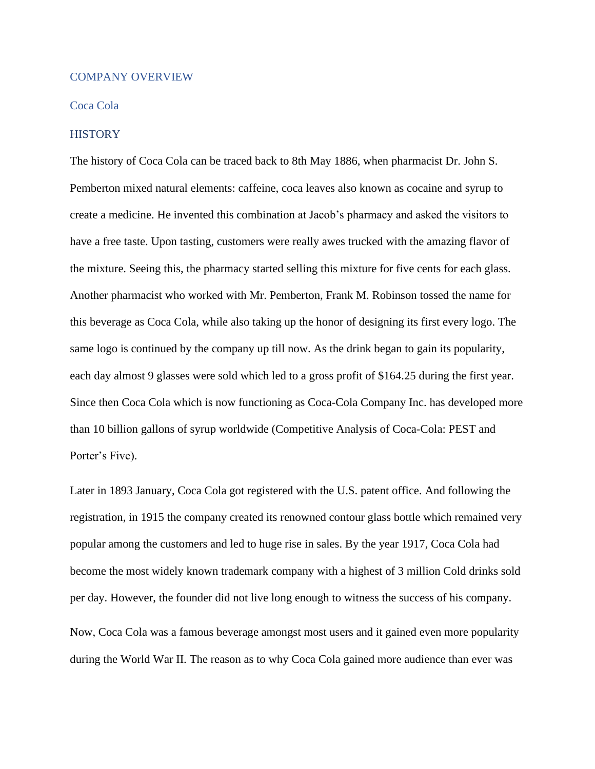## COMPANY OVERVIEW

### Coca Cola

### HISTORY

The history of Coca Cola can be traced back to 8th May 1886, when pharmacist Dr. John S. Pemberton mixed natural elements: caffeine, coca leaves also known as cocaine and syrup to create a medicine. He invented this combination at Jacob's pharmacy and asked the visitors to have a free taste. Upon tasting, customers were really awes trucked with the amazing flavor of the mixture. Seeing this, the pharmacy started selling this mixture for five cents for each glass. Another pharmacist who worked with Mr. Pemberton, Frank M. Robinson tossed the name for this beverage as Coca Cola, while also taking up the honor of designing its first every logo. The same logo is continued by the company up till now. As the drink began to gain its popularity, each day almost 9 glasses were sold which led to a gross profit of $164.25 during the first year. Since then Coca Cola which is now functioning as Coca-Cola Company Inc. has developed more than 10 billion gallons of syrup worldwide (Competitive Analysis of Coca-Cola: PEST and Porter's Five).

Later in 1893 January, Coca Cola got registered with the U.S. patent office. And following the registration, in 1915 the company created its renowned contour glass bottle which remained very popular among the customers and led to huge rise in sales. By the year 1917, Coca Cola had become the most widely known trademark company with a highest of 3 million Cold drinks sold per day. However, the founder did not live long enough to witness the success of his company.

Now, Coca Cola was a famous beverage amongst most users and it gained even more popularity during the World War II. The reason as to why Coca Cola gained more audience than ever was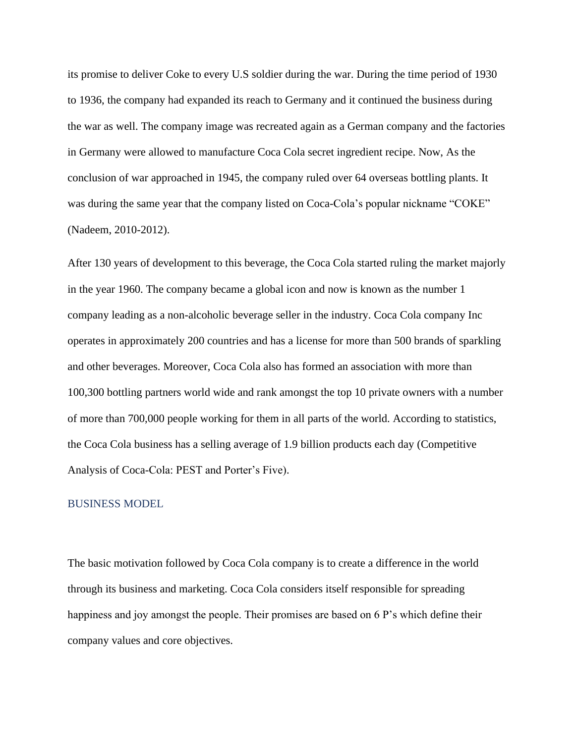its promise to deliver Coke to every U.S soldier during the war. During the time period of 1930 to 1936, the company had expanded its reach to Germany and it continued the business during the war as well. The company image was recreated again as a German company and the factories in Germany were allowed to manufacture Coca Cola secret ingredient recipe. Now, As the conclusion of war approached in 1945, the company ruled over 64 overseas bottling plants. It was during the same year that the company listed on Coca-Cola's popular nickname "COKE" (Nadeem, 2010-2012).

After 130 years of development to this beverage, the Coca Cola started ruling the market majorly in the year 1960. The company became a global icon and now is known as the number 1 company leading as a non-alcoholic beverage seller in the industry. Coca Cola company Inc operates in approximately 200 countries and has a license for more than 500 brands of sparkling and other beverages. Moreover, Coca Cola also has formed an association with more than 100,300 bottling partners world wide and rank amongst the top 10 private owners with a number of more than 700,000 people working for them in all parts of the world. According to statistics, the Coca Cola business has a selling average of 1.9 billion products each day (Competitive Analysis of Coca-Cola: PEST and Porter's Five).

## BUSINESS MODEL

The basic motivation followed by Coca Cola company is to create a difference in the world through its business and marketing. Coca Cola considers itself responsible for spreading happiness and joy amongst the people. Their promises are based on 6 P's which define their company values and core objectives.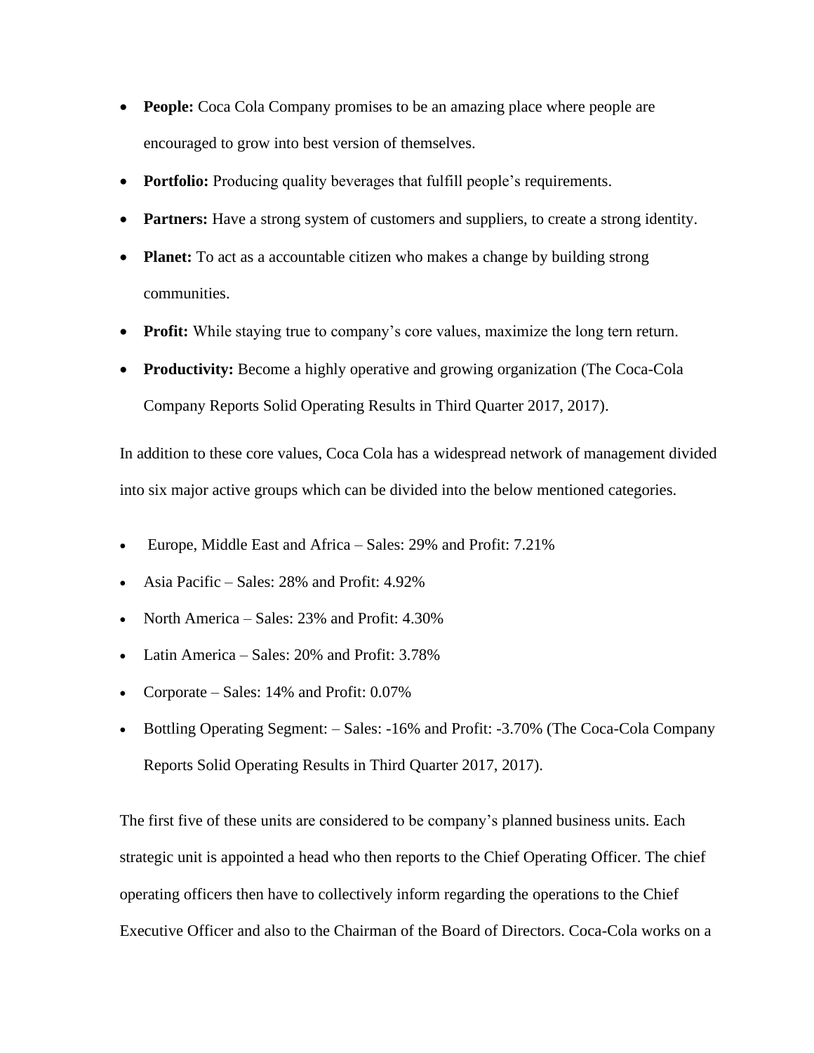- **People:** Coca Cola Company promises to be an amazing place where people are encouraged to grow into best version of themselves.
- **Portfolio:** Producing quality beverages that fulfill people's requirements.
- **Partners:** Have a strong system of customers and suppliers, to create a strong identity.
- **Planet:** To act as a accountable citizen who makes a change by building strong communities.
- **Profit:** While staying true to company's core values, maximize the long tern return.
- **Productivity:** Become a highly operative and growing organization (The Coca-Cola Company Reports Solid Operating Results in Third Quarter 2017, 2017).

In addition to these core values, Coca Cola has a widespread network of management divided into six major active groups which can be divided into the below mentioned categories.

- Europe, Middle East and Africa – Sales: 29% and Profit: 7.21%
- Asia Pacific – Sales: 28% and Profit: 4.92%
- North America – Sales: 23% and Profit: 4.30%
- Latin America – Sales: 20% and Profit: 3.78%
- Corporate – Sales: 14% and Profit: 0.07%
- Bottling Operating Segment: – Sales: -16% and Profit: -3.70% (The Coca-Cola Company Reports Solid Operating Results in Third Quarter 2017, 2017).

The first five of these units are considered to be company's planned business units. Each strategic unit is appointed a head who then reports to the Chief Operating Officer. The chief operating officers then have to collectively inform regarding the operations to the Chief Executive Officer and also to the Chairman of the Board of Directors. Coca-Cola works on a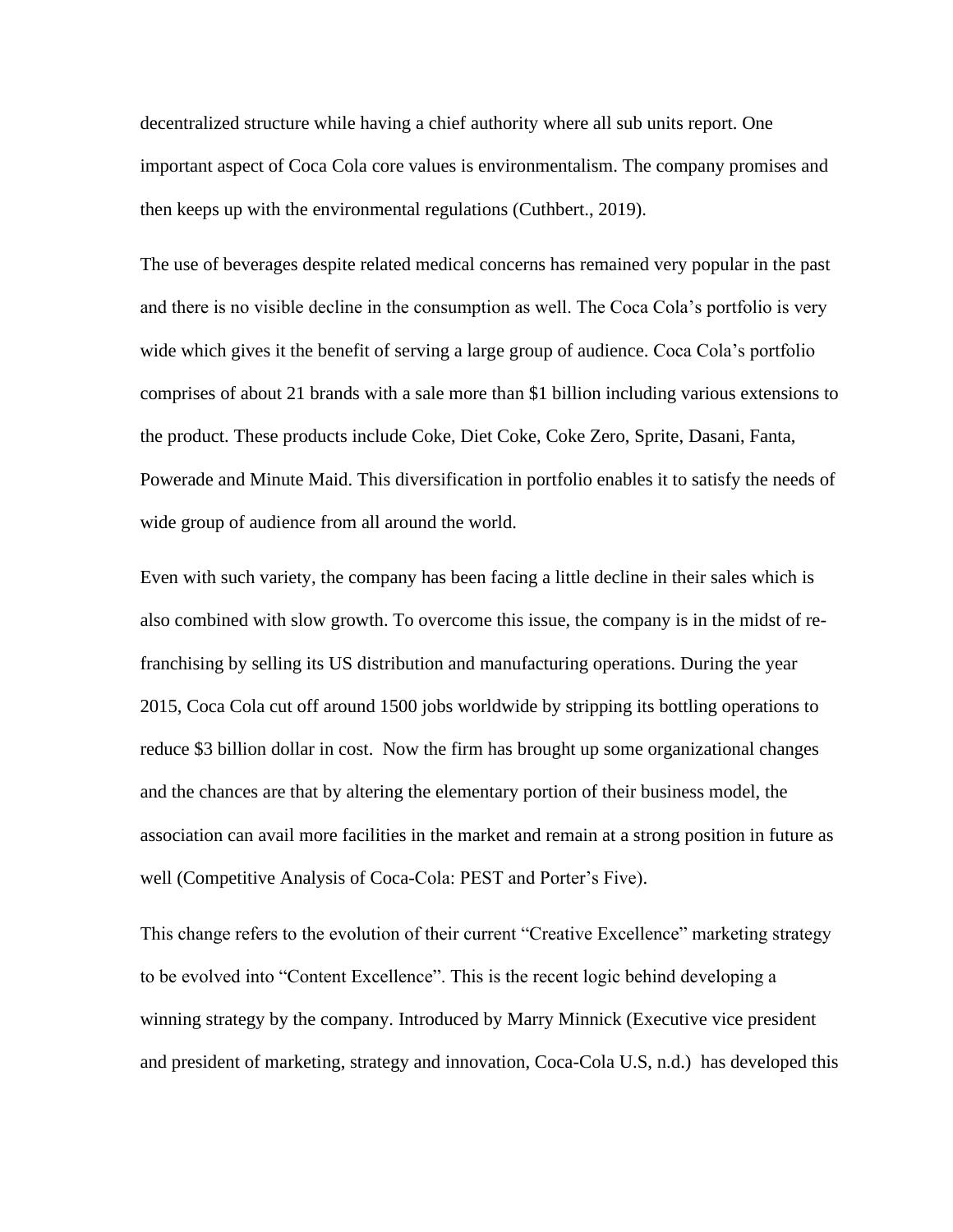decentralized structure while having a chief authority where all sub units report. One important aspect of Coca Cola core values is environmentalism. The company promises and then keeps up with the environmental regulations (Cuthbert., 2019).

The use of beverages despite related medical concerns has remained very popular in the past and there is no visible decline in the consumption as well. The Coca Cola's portfolio is very wide which gives it the benefit of serving a large group of audience. Coca Cola's portfolio comprises of about 21 brands with a sale more than $1 billion including various extensions to the product. These products include Coke, Diet Coke, Coke Zero, Sprite, Dasani, Fanta, Powerade and Minute Maid. This diversification in portfolio enables it to satisfy the needs of wide group of audience from all around the world.

Even with such variety, the company has been facing a little decline in their sales which is also combined with slow growth. To overcome this issue, the company is in the midst of re-franchising by selling its US distribution and manufacturing operations. During the year 2015, Coca Cola cut off around 1500 jobs worldwide by stripping its bottling operations to reduce $3 billion dollar in cost. Now the firm has brought up some organizational changes and the chances are that by altering the elementary portion of their business model, the association can avail more facilities in the market and remain at a strong position in future as well (Competitive Analysis of Coca-Cola: PEST and Porter's Five).

This change refers to the evolution of their current "Creative Excellence" marketing strategy to be evolved into "Content Excellence". This is the recent logic behind developing a winning strategy by the company. Introduced by Marry Minnick (Executive vice president and president of marketing, strategy and innovation, Coca-Cola U.S, n.d.) has developed this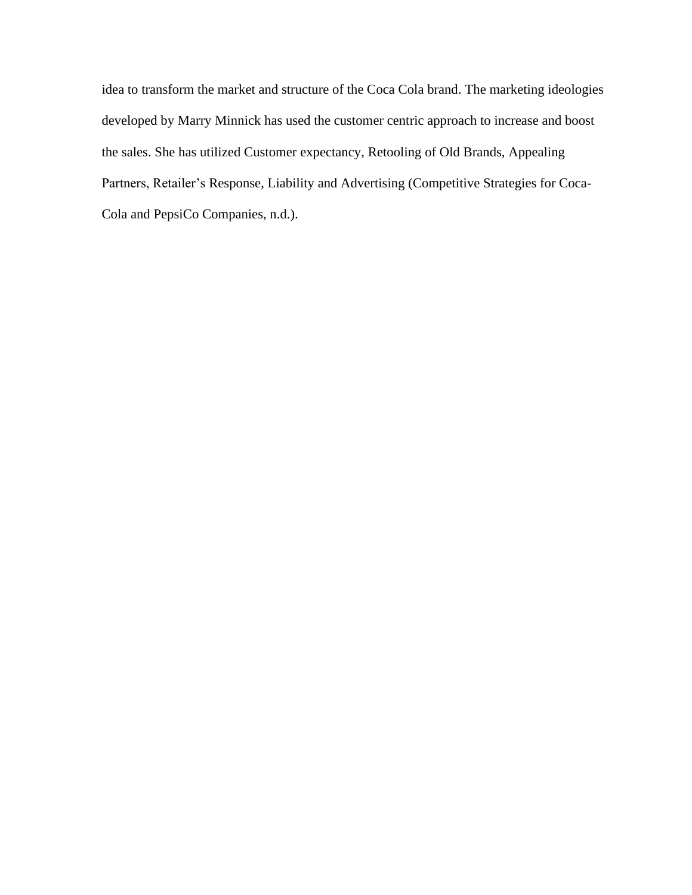idea to transform the market and structure of the Coca Cola brand. The marketing ideologies developed by Marry Minnick has used the customer centric approach to increase and boost the sales. She has utilized Customer expectancy, Retooling of Old Brands, Appealing Partners, Retailer's Response, Liability and Advertising (Competitive Strategies for Coca-Cola and PepsiCo Companies, n.d.).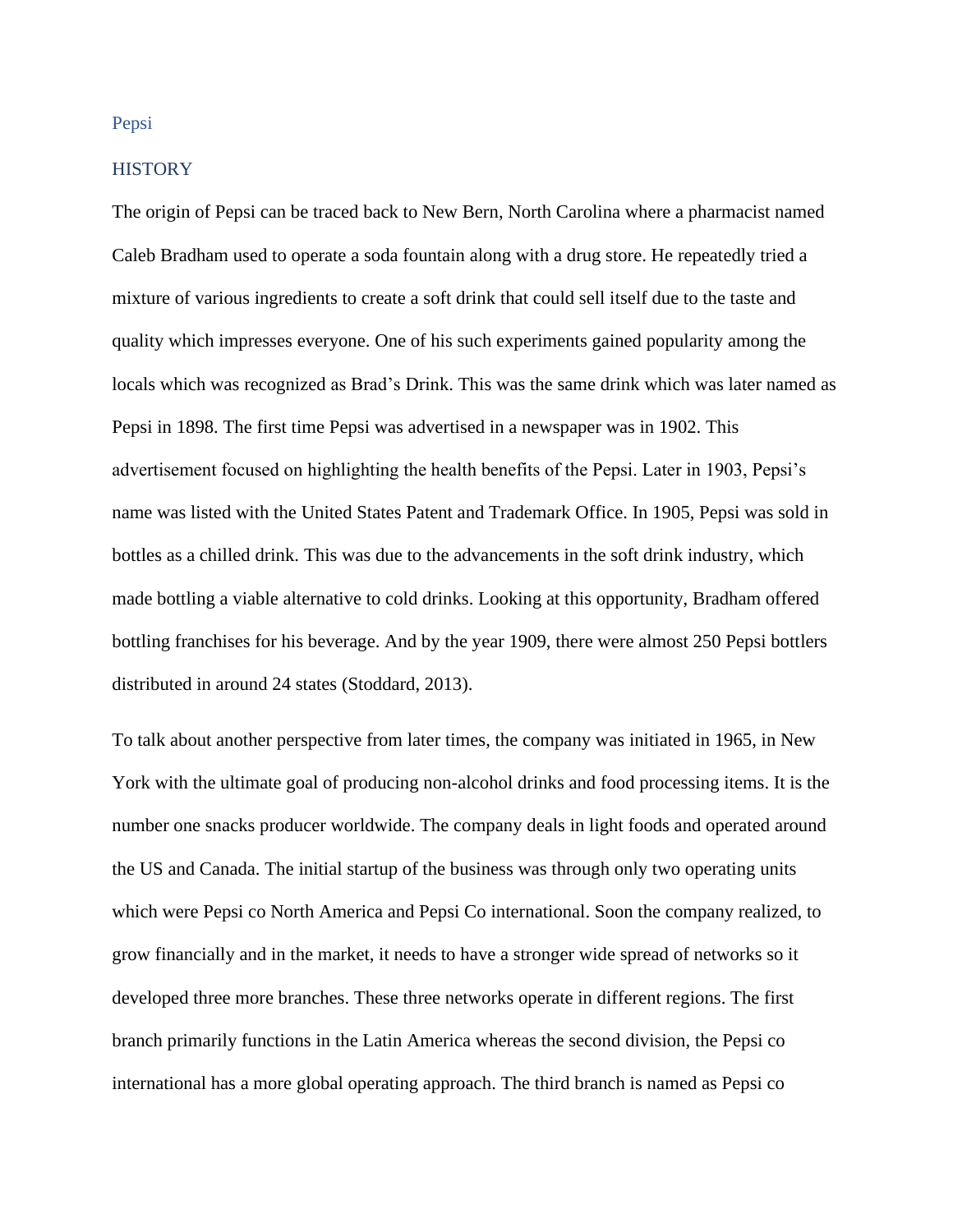## Pepsi

### HISTORY

The origin of Pepsi can be traced back to New Bern, North Carolina where a pharmacist named Caleb Bradham used to operate a soda fountain along with a drug store. He repeatedly tried a mixture of various ingredients to create a soft drink that could sell itself due to the taste and quality which impresses everyone. One of his such experiments gained popularity among the locals which was recognized as Brad's Drink. This was the same drink which was later named as Pepsi in 1898. The first time Pepsi was advertised in a newspaper was in 1902. This advertisement focused on highlighting the health benefits of the Pepsi. Later in 1903, Pepsi's name was listed with the United States Patent and Trademark Office. In 1905, Pepsi was sold in bottles as a chilled drink. This was due to the advancements in the soft drink industry, which made bottling a viable alternative to cold drinks. Looking at this opportunity, Bradham offered bottling franchises for his beverage. And by the year 1909, there were almost 250 Pepsi bottlers distributed in around 24 states (Stoddard, 2013).

To talk about another perspective from later times, the company was initiated in 1965, in New York with the ultimate goal of producing non-alcohol drinks and food processing items. It is the number one snacks producer worldwide. The company deals in light foods and operated around the US and Canada. The initial startup of the business was through only two operating units which were Pepsi co North America and Pepsi Co international. Soon the company realized, to grow financially and in the market, it needs to have a stronger wide spread of networks so it developed three more branches. These three networks operate in different regions. The first branch primarily functions in the Latin America whereas the second division, the Pepsi co international has a more global operating approach. The third branch is named as Pepsi co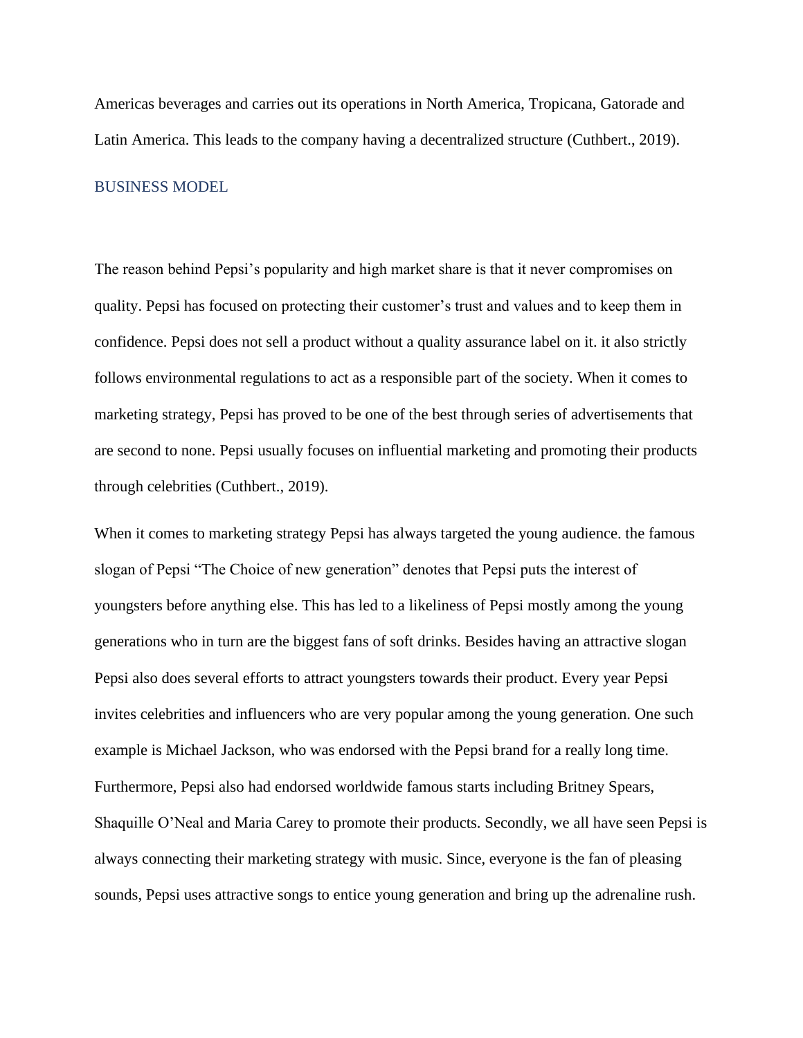Americas beverages and carries out its operations in North America, Tropicana, Gatorade and Latin America. This leads to the company having a decentralized structure (Cuthbert., 2019).

## BUSINESS MODEL

The reason behind Pepsi's popularity and high market share is that it never compromises on quality. Pepsi has focused on protecting their customer's trust and values and to keep them in confidence. Pepsi does not sell a product without a quality assurance label on it. it also strictly follows environmental regulations to act as a responsible part of the society. When it comes to marketing strategy, Pepsi has proved to be one of the best through series of advertisements that are second to none. Pepsi usually focuses on influential marketing and promoting their products through celebrities (Cuthbert., 2019).

When it comes to marketing strategy Pepsi has always targeted the young audience. the famous slogan of Pepsi "The Choice of new generation" denotes that Pepsi puts the interest of youngsters before anything else. This has led to a likeliness of Pepsi mostly among the young generations who in turn are the biggest fans of soft drinks. Besides having an attractive slogan Pepsi also does several efforts to attract youngsters towards their product. Every year Pepsi invites celebrities and influencers who are very popular among the young generation. One such example is Michael Jackson, who was endorsed with the Pepsi brand for a really long time. Furthermore, Pepsi also had endorsed worldwide famous starts including Britney Spears, Shaquille O'Neal and Maria Carey to promote their products. Secondly, we all have seen Pepsi is always connecting their marketing strategy with music. Since, everyone is the fan of pleasing sounds, Pepsi uses attractive songs to entice young generation and bring up the adrenaline rush.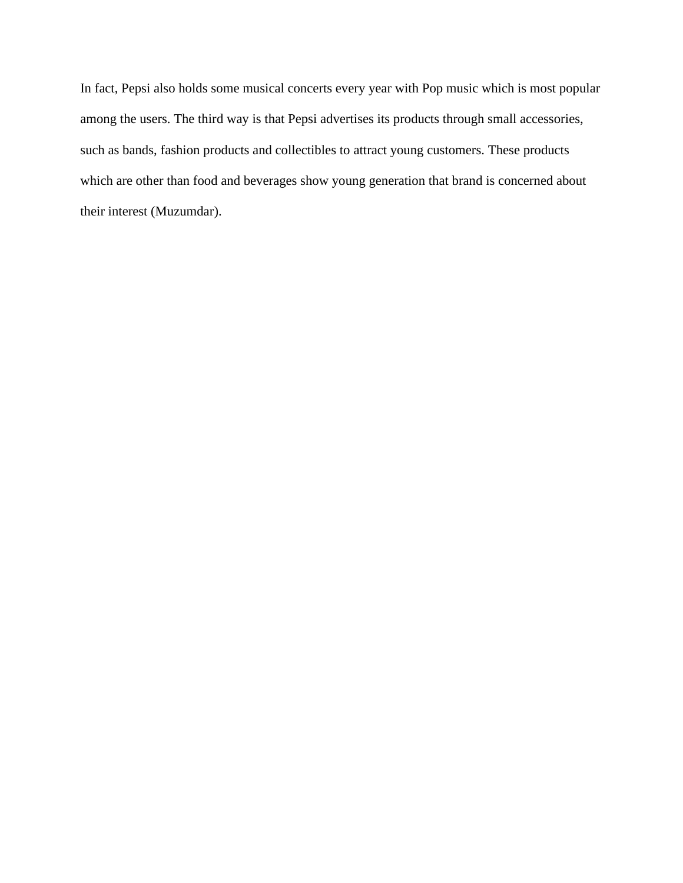In fact, Pepsi also holds some musical concerts every year with Pop music which is most popular among the users. The third way is that Pepsi advertises its products through small accessories, such as bands, fashion products and collectibles to attract young customers. These products which are other than food and beverages show young generation that brand is concerned about their interest (Muzumdar).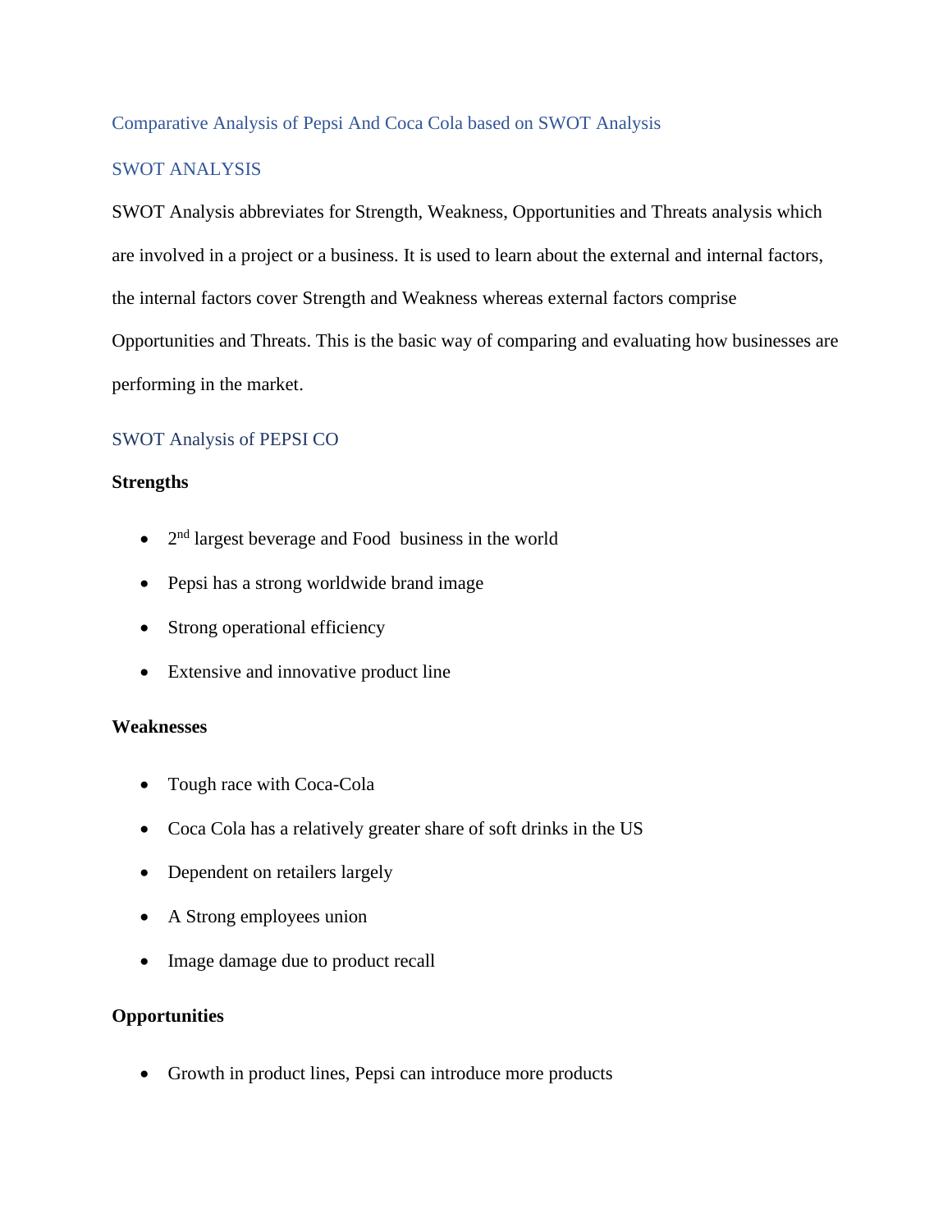## Comparative Analysis of Pepsi And Coca Cola based on SWOT Analysis

## SWOT ANALYSIS

SWOT Analysis abbreviates for Strength, Weakness, Opportunities and Threats analysis which are involved in a project or a business. It is used to learn about the external and internal factors, the internal factors cover Strength and Weakness whereas external factors comprise Opportunities and Threats. This is the basic way of comparing and evaluating how businesses are performing in the market.

## SWOT Analysis of PEPSI CO

**Strengths**

- 2nd largest beverage and Food business in the world
- Pepsi has a strong worldwide brand image
- Strong operational efficiency
- Extensive and innovative product line

**Weaknesses**

- Tough race with Coca-Cola
- Coca Cola has a relatively greater share of soft drinks in the US
- Dependent on retailers largely
- A Strong employees union
- Image damage due to product recall

**Opportunities**

- Growth in product lines, Pepsi can introduce more products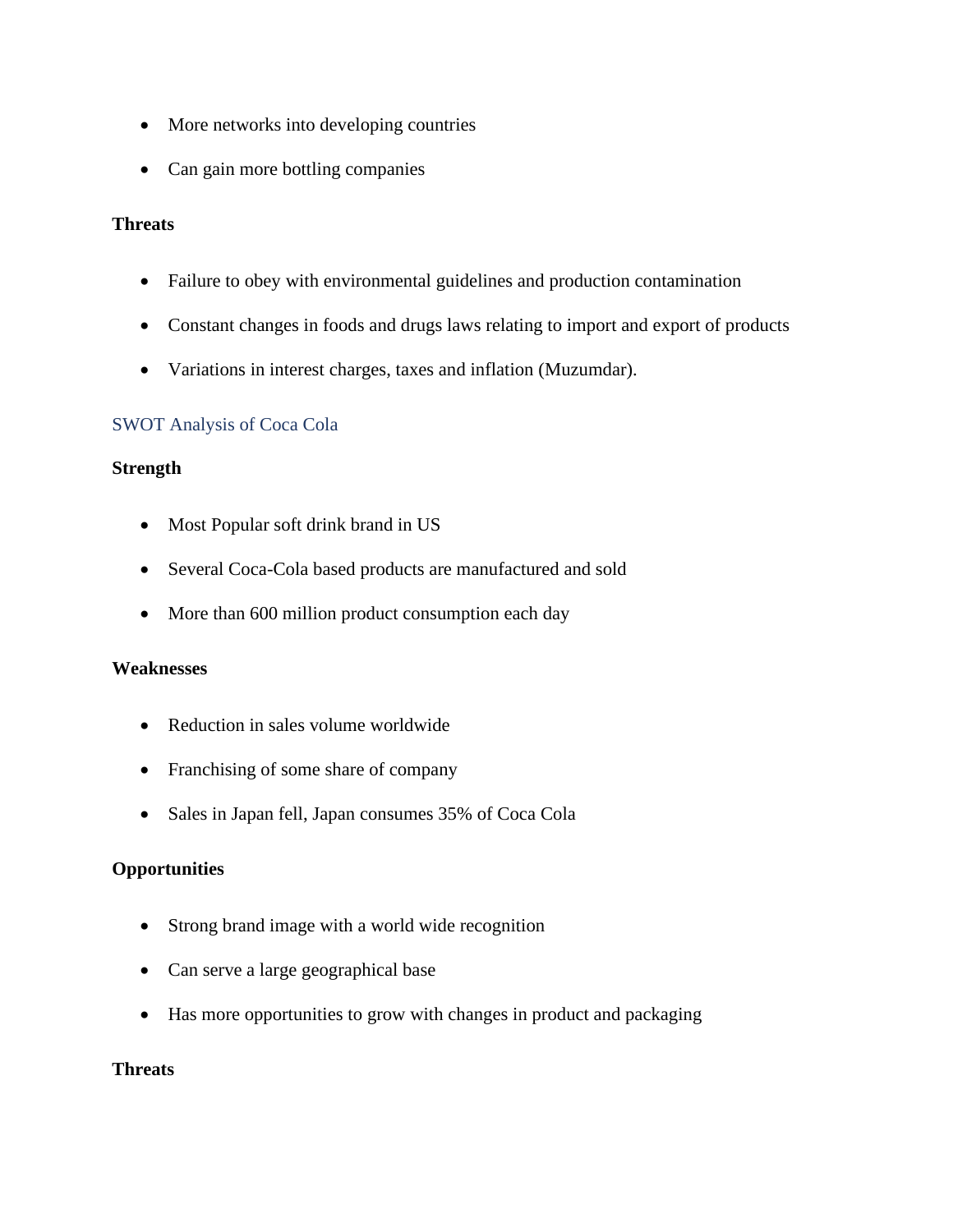- More networks into developing countries
- Can gain more bottling companies

**Threats**

- Failure to obey with environmental guidelines and production contamination
- Constant changes in foods and drugs laws relating to import and export of products
- Variations in interest charges, taxes and inflation (Muzumdar).

## SWOT Analysis of Coca Cola

**Strength**

- Most Popular soft drink brand in US
- Several Coca-Cola based products are manufactured and sold
- More than 600 million product consumption each day

**Weaknesses**

- Reduction in sales volume worldwide
- Franchising of some share of company
- Sales in Japan fell, Japan consumes 35% of Coca Cola

**Opportunities**

- Strong brand image with a world wide recognition
- Can serve a large geographical base
- Has more opportunities to grow with changes in product and packaging

**Threats**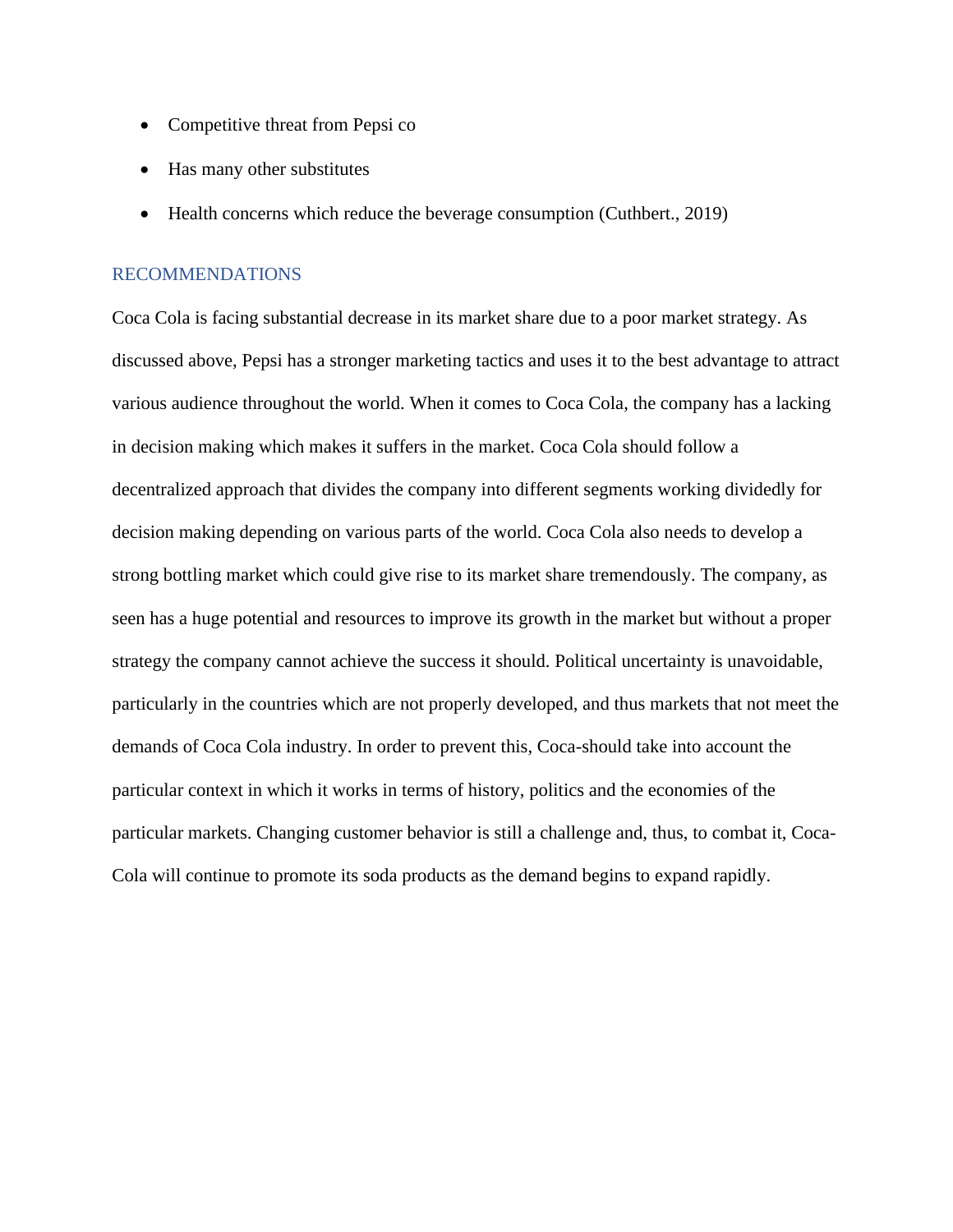- Competitive threat from Pepsi co
- Has many other substitutes
- Health concerns which reduce the beverage consumption (Cuthbert., 2019)

## RECOMMENDATIONS

Coca Cola is facing substantial decrease in its market share due to a poor market strategy. As discussed above, Pepsi has a stronger marketing tactics and uses it to the best advantage to attract various audience throughout the world. When it comes to Coca Cola, the company has a lacking in decision making which makes it suffers in the market. Coca Cola should follow a decentralized approach that divides the company into different segments working dividedly for decision making depending on various parts of the world. Coca Cola also needs to develop a strong bottling market which could give rise to its market share tremendously. The company, as seen has a huge potential and resources to improve its growth in the market but without a proper strategy the company cannot achieve the success it should. Political uncertainty is unavoidable, particularly in the countries which are not properly developed, and thus markets that not meet the demands of Coca Cola industry. In order to prevent this, Coca-should take into account the particular context in which it works in terms of history, politics and the economies of the particular markets. Changing customer behavior is still a challenge and, thus, to combat it, Coca-Cola will continue to promote its soda products as the demand begins to expand rapidly.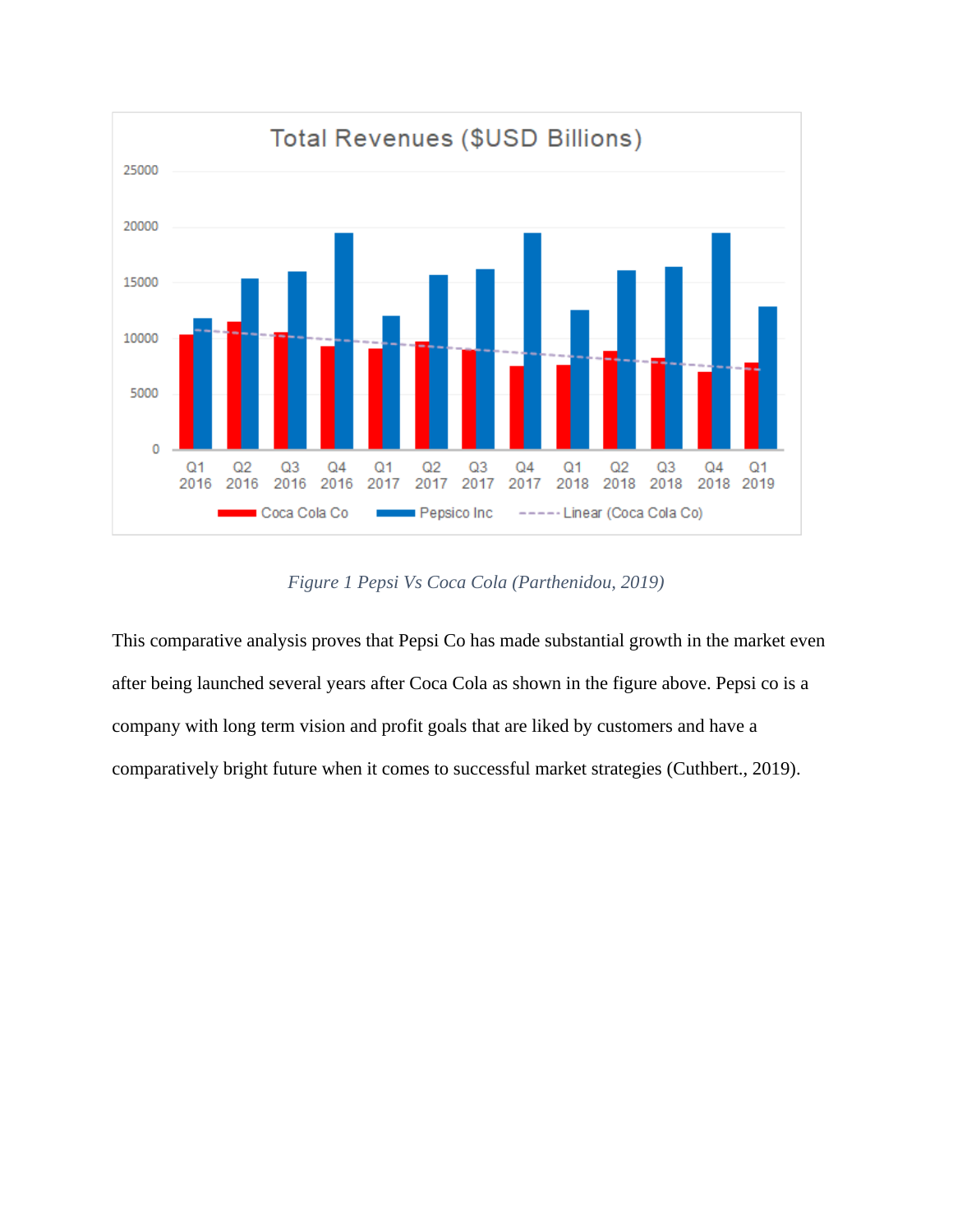Figure 1 Pepsi Vs Coca Cola (Parthenidou, 2019)

This comparative analysis proves that Pepsi Co has made substantial growth in the market even after being launched several years after Coca Cola as shown in the figure above. Pepsi co is a company with long term vision and profit goals that are liked by customers and have a comparatively bright future when it comes to successful market strategies (Cuthbert., 2019).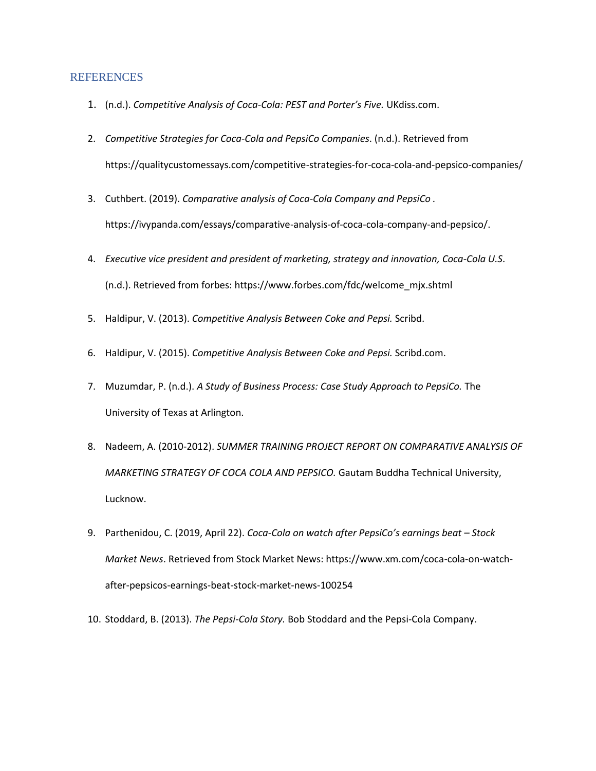## REFERENCES

1. (n.d.). *Competitive Analysis of Coca-Cola: PEST and Porter's Five.* UKdiss.com.
2. *Competitive Strategies for Coca-Cola and PepsiCo Companies*. (n.d.). Retrieved from https://qualitycustomessays.com/competitive-strategies-for-coca-cola-and-pepsico-companies/
3. Cuthbert. (2019). *Comparative analysis of Coca-Cola Company and PepsiCo .* https://ivypanda.com/essays/comparative-analysis-of-coca-cola-company-and-pepsico/.
4. *Executive vice president and president of marketing, strategy and innovation, Coca-Cola U.S*. (n.d.). Retrieved from forbes: https://www.forbes.com/fdc/welcome_mjx.shtml
5. Haldipur, V. (2013). *Competitive Analysis Between Coke and Pepsi.* Scribd.
6. Haldipur, V. (2015). *Competitive Analysis Between Coke and Pepsi.* Scribd.com.
7. Muzumdar, P. (n.d.). *A Study of Business Process: Case Study Approach to PepsiCo.* The University of Texas at Arlington.
8. Nadeem, A. (2010-2012). *SUMMER TRAINING PROJECT REPORT ON COMPARATIVE ANALYSIS OF MARKETING STRATEGY OF COCA COLA AND PEPSICO.* Gautam Buddha Technical University, Lucknow.
9. Parthenidou, C. (2019, April 22). *Coca-Cola on watch after PepsiCo's earnings beat – Stock Market News*. Retrieved from Stock Market News: https://www.xm.com/coca-cola-on-watch-after-pepsicos-earnings-beat-stock-market-news-100254
10. Stoddard, B. (2013). *The Pepsi-Cola Story.* Bob Stoddard and the Pepsi-Cola Company.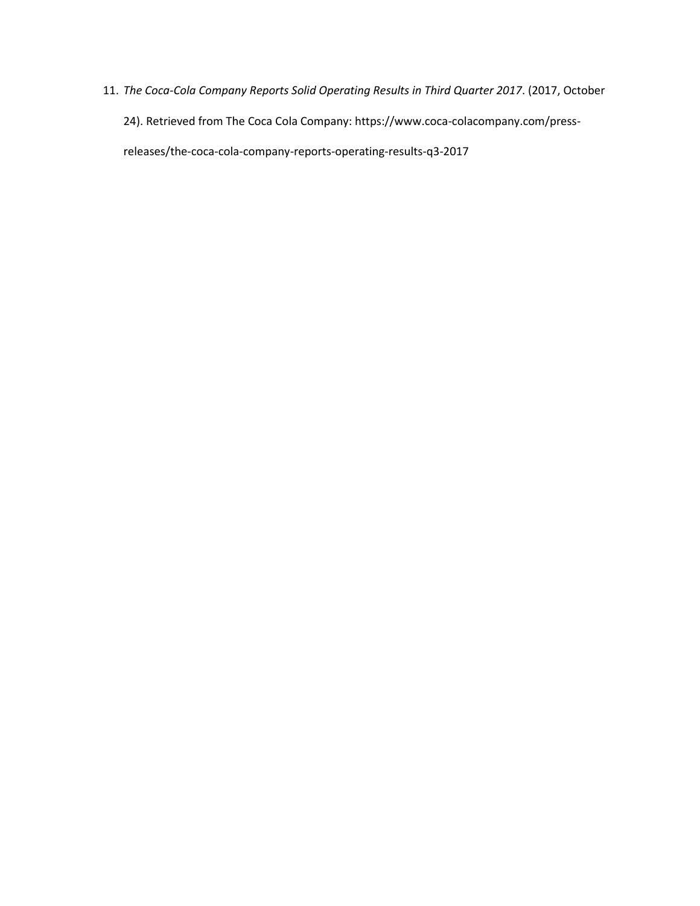11. *The Coca-Cola Company Reports Solid Operating Results in Third Quarter 2017*. (2017, October 24). Retrieved from The Coca Cola Company: https://www.coca-colacompany.com/press-releases/the-coca-cola-company-reports-operating-results-q3-2017